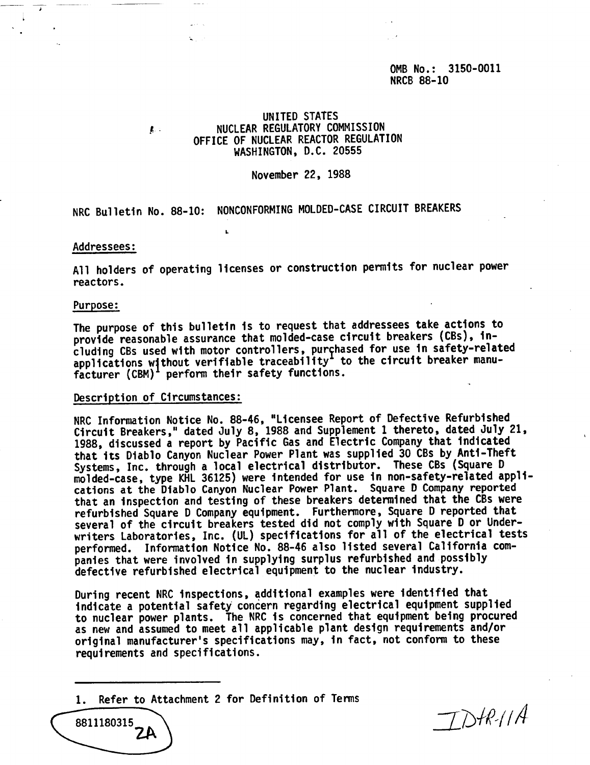OMB No.: 3150-0011
NRCB 88-10

UNITED STATES
NUCLEAR REGULATORY COMMISSION
OFFICE OF NUCLEAR REACTOR REGULATION
WASHINGTON, D.C. 20555

November 22, 1988

NRC Bulletin No. 88-10: NONCONFORMING MOLDED-CASE CIRCUIT BREAKERS

Addressees:

All holders of operating licenses or construction permits for nuclear power reactors.

Purpose:

The purpose of this bulletin is to request that addressees take actions to provide reasonable assurance that molded-case circuit breakers (CBs), including CBs used with motor controllers, purchased for use in safety-related applications without verifiable traceability[1] to the circuit breaker manufacturer (CBM)[1] perform their safety functions.

Description of Circumstances:

NRC Information Notice No. 88-46, "Licensee Report of Defective Refurbished Circuit Breakers," dated July 8, 1988 and Supplement 1 thereto, dated July 21, 1988, discussed a report by Pacific Gas and Electric Company that indicated that its Diablo Canyon Nuclear Power Plant was supplied 30 CBs by Anti-Theft Systems, Inc. through a local electrical distributor. These CBs (Square D molded-case, type KHL 36125) were intended for use in non-safety-related applications at the Diablo Canyon Nuclear Power Plant. Square D Company reported that an inspection and testing of these breakers determined that the CBs were refurbished Square D Company equipment. Furthermore, Square D reported that several of the circuit breakers tested did not comply with Square D or Underwriters Laboratories, Inc. (UL) specifications for all of the electrical tests performed. Information Notice No. 88-46 also listed several California companies that were involved in supplying surplus refurbished and possibly defective refurbished electrical equipment to the nuclear industry.

During recent NRC inspections, additional examples were identified that indicate a potential safety concern regarding electrical equipment supplied to nuclear power plants. The NRC is concerned that equipment being procured as new and assumed to meet all applicable plant design requirements and/or original manufacturer's specifications may, in fact, not conform to these requirements and specifications.

1. Refer to Attachment 2 for Definition of Terms

8811180315 2A

IDHR-11A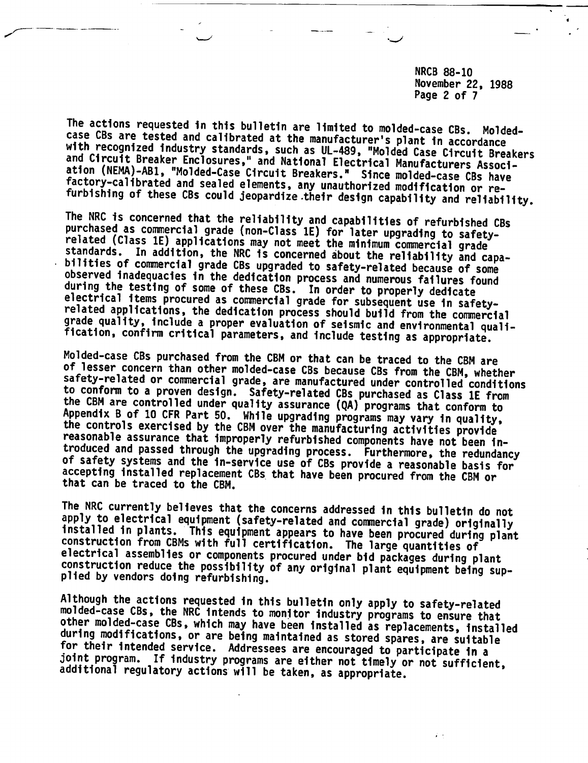The actions requested in this bulletin are limited to molded-case CBs. Molded-case CBs are tested and calibrated at the manufacturer's plant in accordance with recognized industry standards, such as UL-489, "Molded Case Circuit Breakers and Circuit Breaker Enclosures," and National Electrical Manufacturers Association (NEMA)-AB1, "Molded-Case Circuit Breakers." Since molded-case CBs have factory-calibrated and sealed elements, any unauthorized modification or refurbishing of these CBs could jeopardize their design capability and reliability.

The NRC is concerned that the reliability and capabilities of refurbished CBs purchased as commercial grade (non-Class 1E) for later upgrading to safety-related (Class 1E) applications may not meet the minimum commercial grade standards. In addition, the NRC is concerned about the reliability and capabilities of commercial grade CBs upgraded to safety-related because of some observed inadequacies in the dedication process and numerous failures found during the testing of some of these CBs. In order to properly dedicate electrical items procured as commercial grade for subsequent use in safety-related applications, the dedication process should build from the commercial grade quality, include a proper evaluation of seismic and environmental qualification, confirm critical parameters, and include testing as appropriate.

Molded-case CBs purchased from the CBM or that can be traced to the CBM are of lesser concern than other molded-case CBs because CBs from the CBM, whether safety-related or commercial grade, are manufactured under controlled conditions to conform to a proven design. Safety-related CBs purchased as Class 1E from the CBM are controlled under quality assurance (QA) programs that conform to Appendix B of 10 CFR Part 50. While upgrading programs may vary in quality, the controls exercised by the CBM over the manufacturing activities provide reasonable assurance that improperly refurbished components have not been introduced and passed through the upgrading process. Furthermore, the redundancy of safety systems and the in-service use of CBs provide a reasonable basis for accepting installed replacement CBs that have been procured from the CBM or that can be traced to the CBM.

The NRC currently believes that the concerns addressed in this bulletin do not apply to electrical equipment (safety-related and commercial grade) originally installed in plants. This equipment appears to have been procured during plant construction from CBMs with full certification. The large quantities of electrical assemblies or components procured under bid packages during plant construction reduce the possibility of any original plant equipment being supplied by vendors doing refurbishing.

Although the actions requested in this bulletin only apply to safety-related molded-case CBs, the NRC intends to monitor industry programs to ensure that other molded-case CBs, which may have been installed as replacements, installed during modifications, or are being maintained as stored spares, are suitable for their intended service. Addressees are encouraged to participate in a joint program. If industry programs are either not timely or not sufficient, additional regulatory actions will be taken, as appropriate.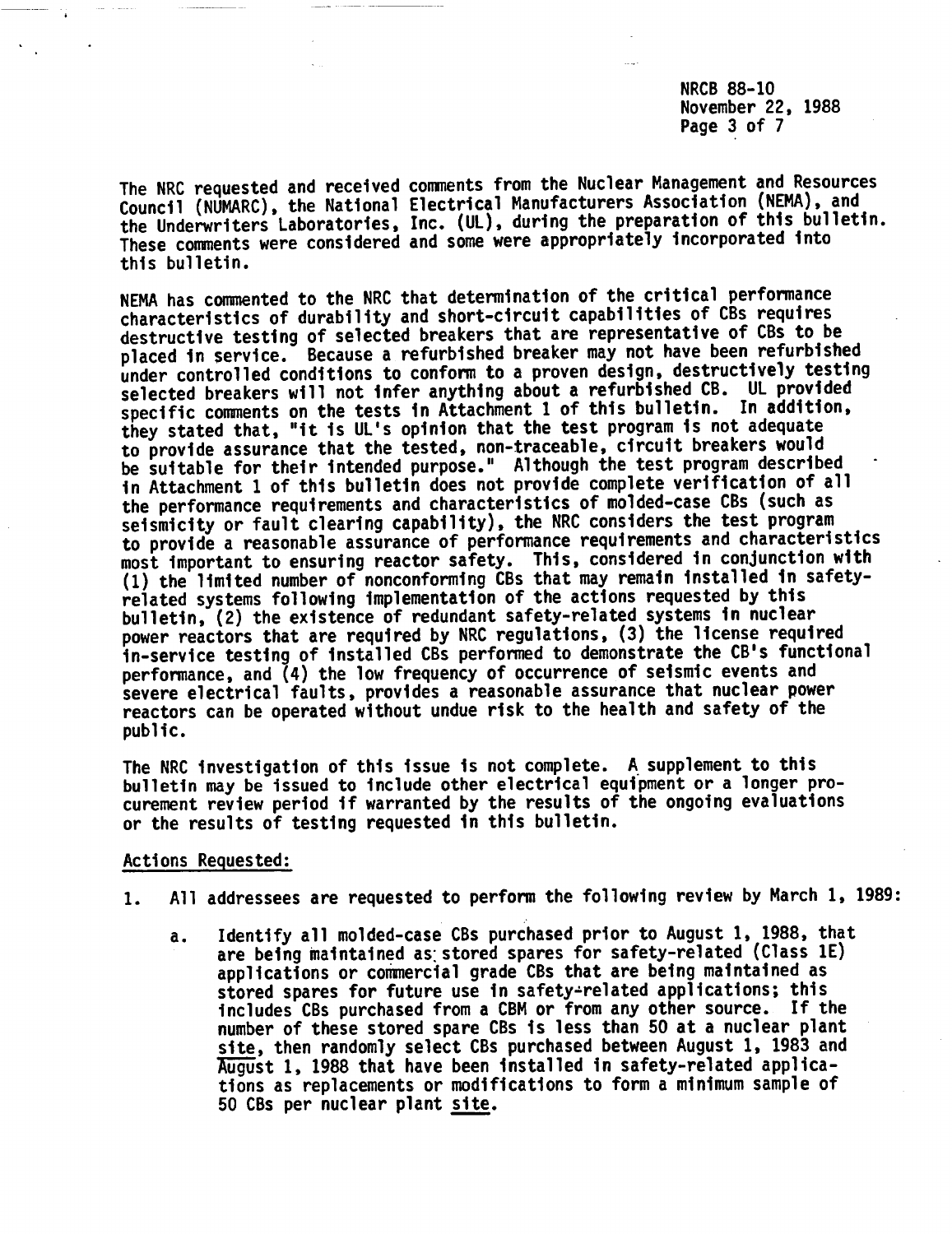The NRC requested and received comments from the Nuclear Management and Resources Council (NUMARC), the National Electrical Manufacturers Association (NEMA), and the Underwriters Laboratories, Inc. (UL), during the preparation of this bulletin. These comments were considered and some were appropriately incorporated into this bulletin.

NEMA has commented to the NRC that determination of the critical performance characteristics of durability and short-circuit capabilities of CBs requires destructive testing of selected breakers that are representative of CBs to be placed in service. Because a refurbished breaker may not have been refurbished under controlled conditions to conform to a proven design, destructively testing selected breakers will not infer anything about a refurbished CB. UL provided specific comments on the tests in Attachment 1 of this bulletin. In addition, they stated that, "it is UL's opinion that the test program is not adequate to provide assurance that the tested, non-traceable, circuit breakers would be suitable for their intended purpose." Although the test program described in Attachment 1 of this bulletin does not provide complete verification of all the performance requirements and characteristics of molded-case CBs (such as seismicity or fault clearing capability), the NRC considers the test program to provide a reasonable assurance of performance requirements and characteristics most important to ensuring reactor safety. This, considered in conjunction with (1) the limited number of nonconforming CBs that may remain installed in safety-related systems following implementation of the actions requested by this bulletin, (2) the existence of redundant safety-related systems in nuclear power reactors that are required by NRC regulations, (3) the license required in-service testing of installed CBs performed to demonstrate the CB's functional performance, and (4) the low frequency of occurrence of seismic events and severe electrical faults, provides a reasonable assurance that nuclear power reactors can be operated without undue risk to the health and safety of the public.

The NRC investigation of this issue is not complete. A supplement to this bulletin may be issued to include other electrical equipment or a longer procurement review period if warranted by the results of the ongoing evaluations or the results of testing requested in this bulletin.

Actions Requested:

1. All addressees are requested to perform the following review by March 1, 1989:

   a. Identify all molded-case CBs purchased prior to August 1, 1988, that are being maintained as stored spares for safety-related (Class 1E) applications or commercial grade CBs that are being maintained as stored spares for future use in safety-related applications; this includes CBs purchased from a CBM or from any other source. If the number of these stored spare CBs is less than 50 at a nuclear plant site, then randomly select CBs purchased between August 1, 1983 and August 1, 1988 that have been installed in safety-related applications as replacements or modifications to form a minimum sample of 50 CBs per nuclear plant site.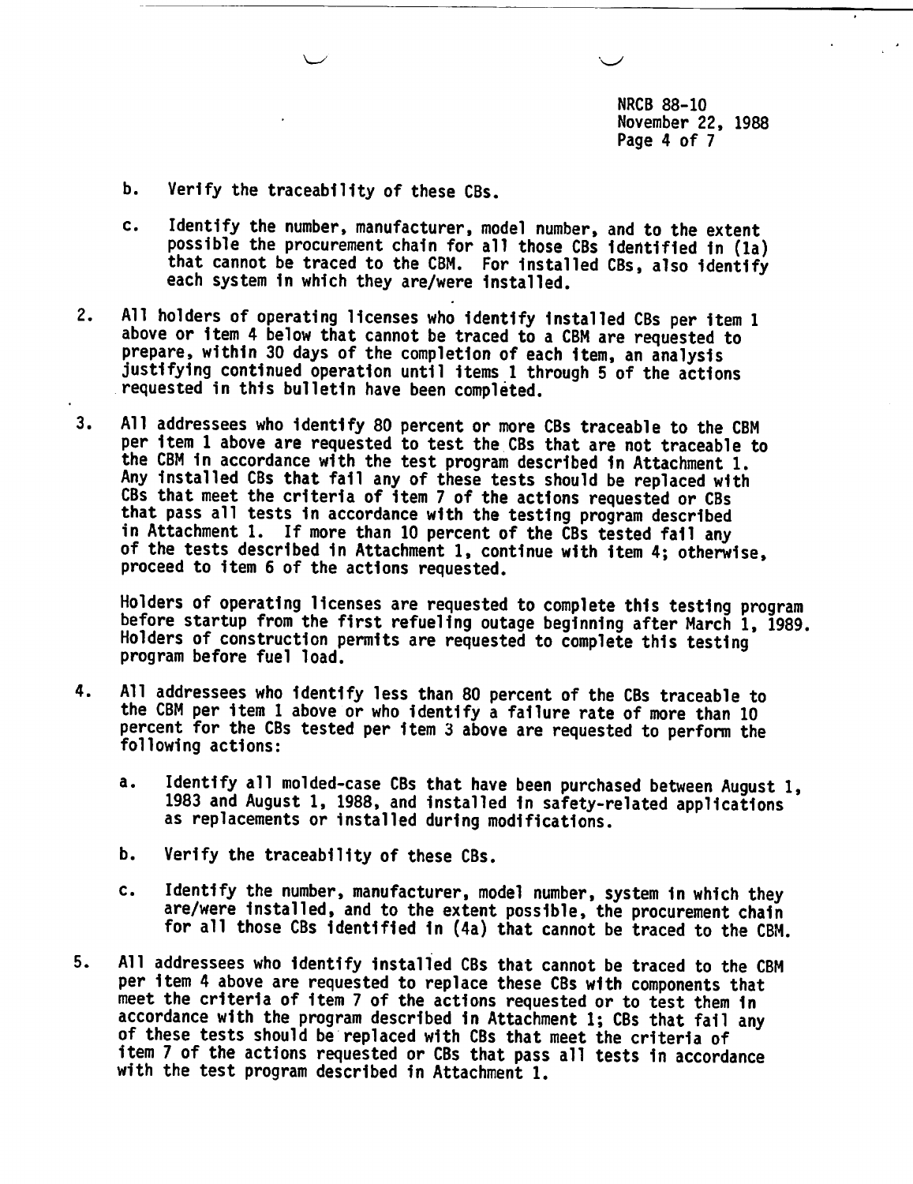b. Verify the traceability of these CBs.

c. Identify the number, manufacturer, model number, and to the extent possible the procurement chain for all those CBs identified in (1a) that cannot be traced to the CBM. For installed CBs, also identify each system in which they are/were installed.

2. All holders of operating licenses who identify installed CBs per item 1 above or item 4 below that cannot be traced to a CBM are requested to prepare, within 30 days of the completion of each item, an analysis justifying continued operation until items 1 through 5 of the actions requested in this bulletin have been completed.

3. All addressees who identify 80 percent or more CBs traceable to the CBM per item 1 above are requested to test the CBs that are not traceable to the CBM in accordance with the test program described in Attachment 1. Any installed CBs that fail any of these tests should be replaced with CBs that meet the criteria of item 7 of the actions requested or CBs that pass all tests in accordance with the testing program described in Attachment 1. If more than 10 percent of the CBs tested fail any of the tests described in Attachment 1, continue with item 4; otherwise, proceed to item 6 of the actions requested.

   Holders of operating licenses are requested to complete this testing program before startup from the first refueling outage beginning after March 1, 1989. Holders of construction permits are requested to complete this testing program before fuel load.

4. All addressees who identify less than 80 percent of the CBs traceable to the CBM per item 1 above or who identify a failure rate of more than 10 percent for the CBs tested per item 3 above are requested to perform the following actions:

   a. Identify all molded-case CBs that have been purchased between August 1, 1983 and August 1, 1988, and installed in safety-related applications as replacements or installed during modifications.

   b. Verify the traceability of these CBs.

   c. Identify the number, manufacturer, model number, system in which they are/were installed, and to the extent possible, the procurement chain for all those CBs identified in (4a) that cannot be traced to the CBM.

5. All addressees who identify installed CBs that cannot be traced to the CBM per item 4 above are requested to replace these CBs with components that meet the criteria of item 7 of the actions requested or to test them in accordance with the program described in Attachment 1; CBs that fail any of these tests should be replaced with CBs that meet the criteria of item 7 of the actions requested or CBs that pass all tests in accordance with the test program described in Attachment 1.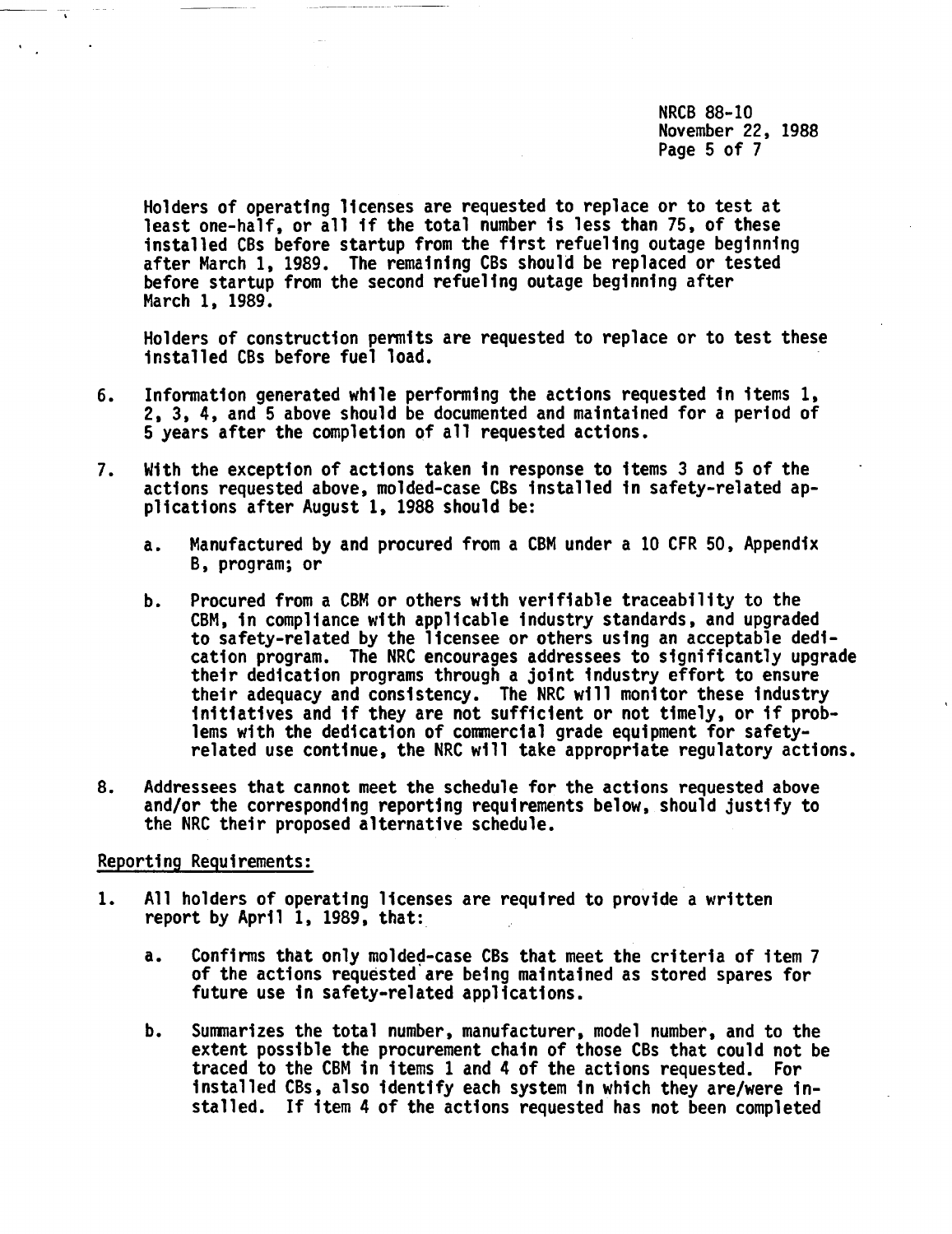Holders of operating licenses are requested to replace or to test at least one-half, or all if the total number is less than 75, of these installed CBs before startup from the first refueling outage beginning after March 1, 1989. The remaining CBs should be replaced or tested before startup from the second refueling outage beginning after March 1, 1989.

Holders of construction permits are requested to replace or to test these installed CBs before fuel load.

6. Information generated while performing the actions requested in items 1, 2, 3, 4, and 5 above should be documented and maintained for a period of 5 years after the completion of all requested actions.

7. With the exception of actions taken in response to items 3 and 5 of the actions requested above, molded-case CBs installed in safety-related applications after August 1, 1988 should be:

   a. Manufactured by and procured from a CBM under a 10 CFR 50, Appendix B, program; or

   b. Procured from a CBM or others with verifiable traceability to the CBM, in compliance with applicable industry standards, and upgraded to safety-related by the licensee or others using an acceptable dedication program. The NRC encourages addressees to significantly upgrade their dedication programs through a joint industry effort to ensure their adequacy and consistency. The NRC will monitor these industry initiatives and if they are not sufficient or not timely, or if problems with the dedication of commercial grade equipment for safety-related use continue, the NRC will take appropriate regulatory actions.

8. Addressees that cannot meet the schedule for the actions requested above and/or the corresponding reporting requirements below, should justify to the NRC their proposed alternative schedule.

Reporting Requirements:

1. All holders of operating licenses are required to provide a written report by April 1, 1989, that:

   a. Confirms that only molded-case CBs that meet the criteria of item 7 of the actions requested are being maintained as stored spares for future use in safety-related applications.

   b. Summarizes the total number, manufacturer, model number, and to the extent possible the procurement chain of those CBs that could not be traced to the CBM in items 1 and 4 of the actions requested. For installed CBs, also identify each system in which they are/were installed. If item 4 of the actions requested has not been completed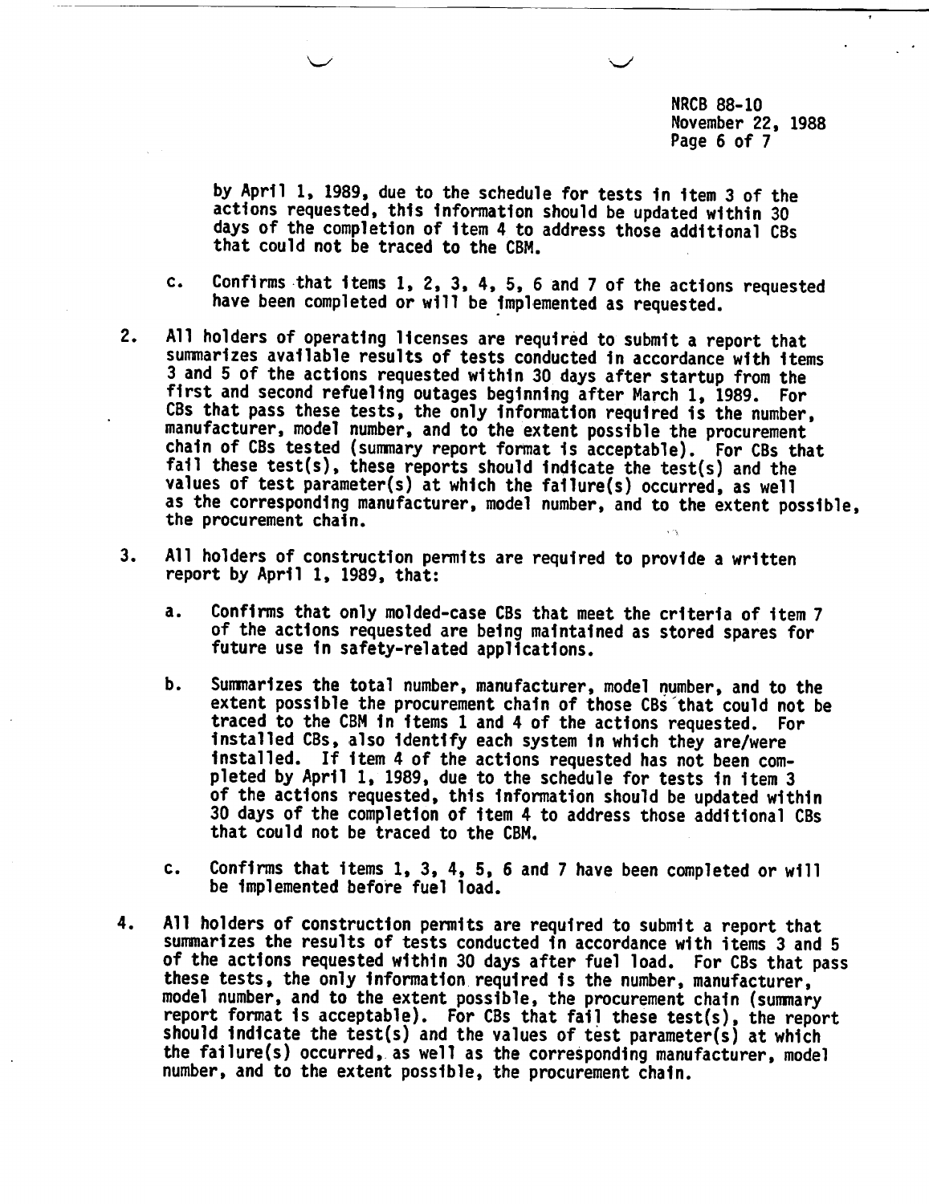by April 1, 1989, due to the schedule for tests in item 3 of the actions requested, this information should be updated within 30 days of the completion of item 4 to address those additional CBs that could not be traced to the CBM.

   c. Confirms that items 1, 2, 3, 4, 5, 6 and 7 of the actions requested have been completed or will be implemented as requested.

2. All holders of operating licenses are required to submit a report that summarizes available results of tests conducted in accordance with items 3 and 5 of the actions requested within 30 days after startup from the first and second refueling outages beginning after March 1, 1989. For CBs that pass these tests, the only information required is the number, manufacturer, model number, and to the extent possible the procurement chain of CBs tested (summary report format is acceptable). For CBs that fail these test(s), these reports should indicate the test(s) and the values of test parameter(s) at which the failure(s) occurred, as well as the corresponding manufacturer, model number, and to the extent possible, the procurement chain.

3. All holders of construction permits are required to provide a written report by April 1, 1989, that:

   a. Confirms that only molded-case CBs that meet the criteria of item 7 of the actions requested are being maintained as stored spares for future use in safety-related applications.

   b. Summarizes the total number, manufacturer, model number, and to the extent possible the procurement chain of those CBs that could not be traced to the CBM in items 1 and 4 of the actions requested. For installed CBs, also identify each system in which they are/were installed. If item 4 of the actions requested has not been completed by April 1, 1989, due to the schedule for tests in item 3 of the actions requested, this information should be updated within 30 days of the completion of item 4 to address those additional CBs that could not be traced to the CBM.

   c. Confirms that items 1, 3, 4, 5, 6 and 7 have been completed or will be implemented before fuel load.

4. All holders of construction permits are required to submit a report that summarizes the results of tests conducted in accordance with items 3 and 5 of the actions requested within 30 days after fuel load. For CBs that pass these tests, the only information required is the number, manufacturer, model number, and to the extent possible, the procurement chain (summary report format is acceptable). For CBs that fail these test(s), the report should indicate the test(s) and the values of test parameter(s) at which the failure(s) occurred, as well as the corresponding manufacturer, model number, and to the extent possible, the procurement chain.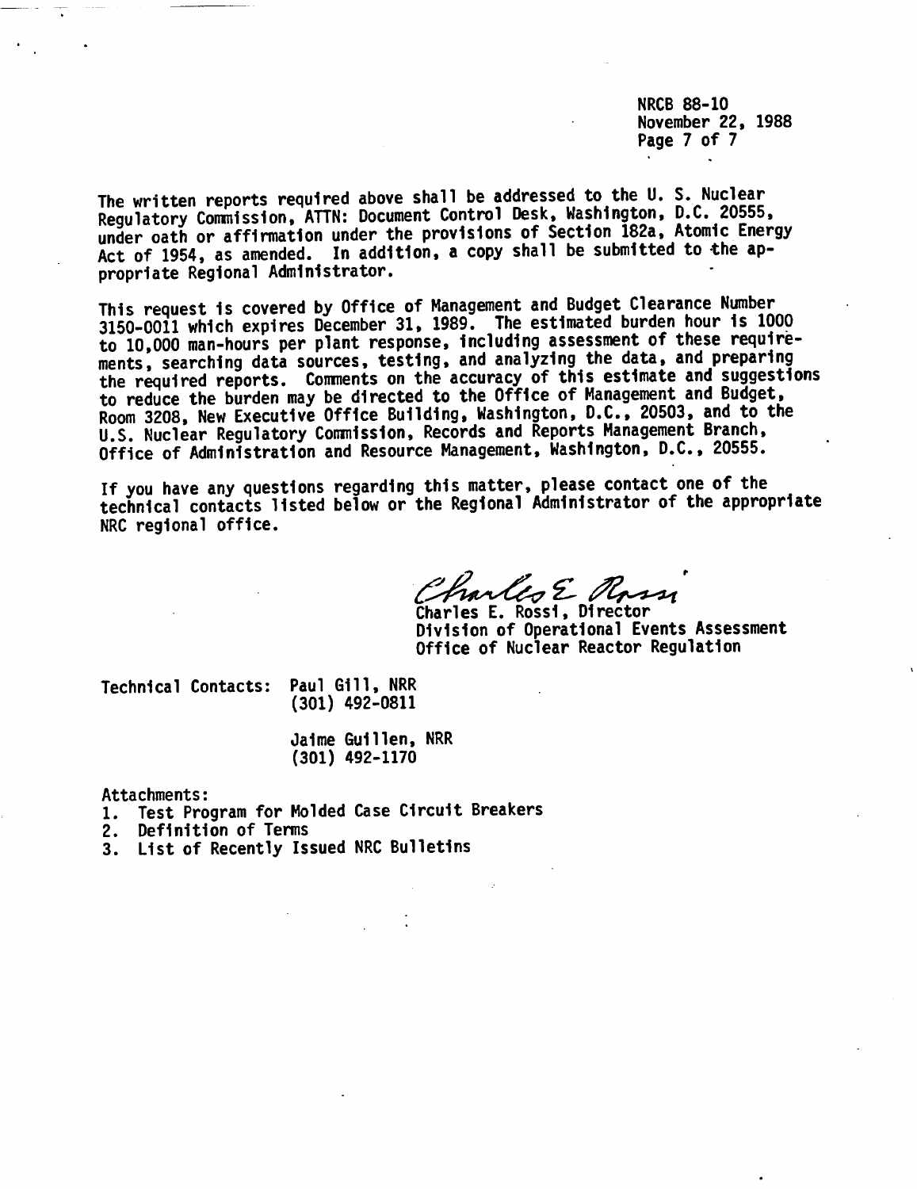The written reports required above shall be addressed to the U. S. Nuclear Regulatory Commission, ATTN: Document Control Desk, Washington, D.C. 20555, under oath or affirmation under the provisions of Section 182a, Atomic Energy Act of 1954, as amended. In addition, a copy shall be submitted to the appropriate Regional Administrator.

This request is covered by Office of Management and Budget Clearance Number 3150-0011 which expires December 31, 1989. The estimated burden hour is 1000 to 10,000 man-hours per plant response, including assessment of these requirements, searching data sources, testing, and analyzing the data, and preparing the required reports. Comments on the accuracy of this estimate and suggestions to reduce the burden may be directed to the Office of Management and Budget, Room 3208, New Executive Office Building, Washington, D.C., 20503, and to the U.S. Nuclear Regulatory Commission, Records and Reports Management Branch, Office of Administration and Resource Management, Washington, D.C., 20555.

If you have any questions regarding this matter, please contact one of the technical contacts listed below or the Regional Administrator of the appropriate NRC regional office.

Charles E. Rossi

Charles E. Rossi, Director
Division of Operational Events Assessment
Office of Nuclear Reactor Regulation

Technical Contacts: Paul Gill, NRR
(301) 492-0811

Jaime Guillen, NRR
(301) 492-1170

Attachments:
1. Test Program for Molded Case Circuit Breakers
2. Definition of Terms
3. List of Recently Issued NRC Bulletins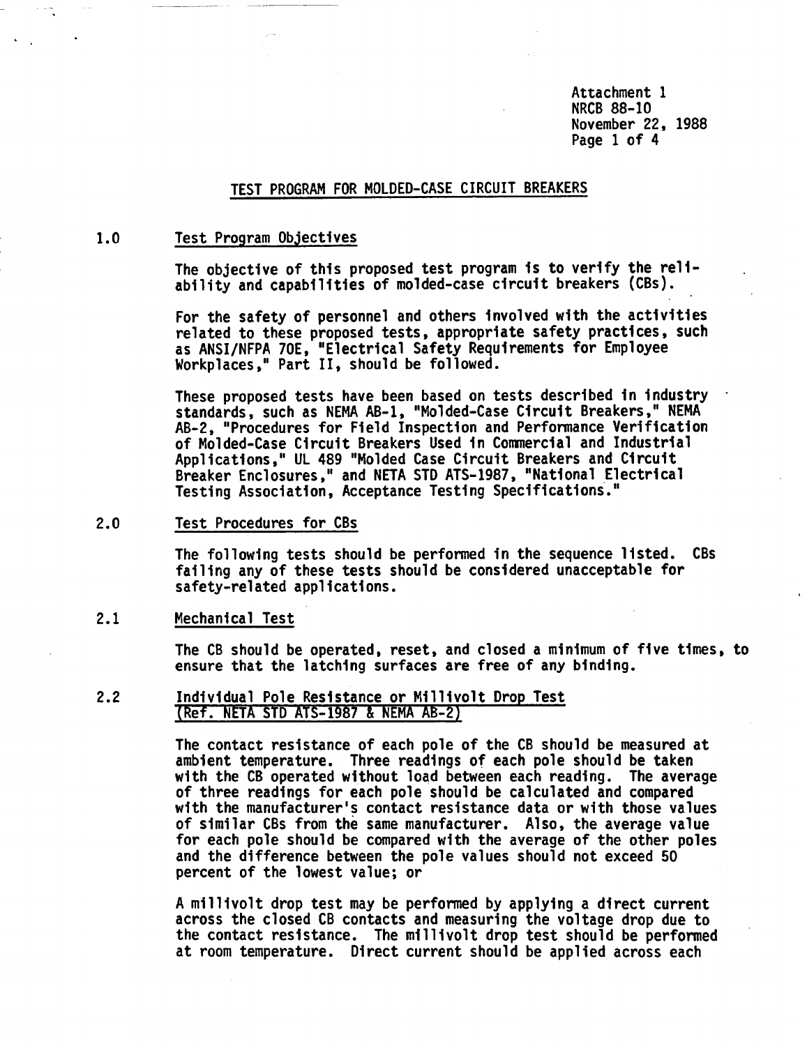Attachment 1
NRCB 88-10
November 22, 1988

## TEST PROGRAM FOR MOLDED-CASE CIRCUIT BREAKERS

### 1.0 Test Program Objectives

The objective of this proposed test program is to verify the reliability and capabilities of molded-case circuit breakers (CBs).

For the safety of personnel and others involved with the activities related to these proposed tests, appropriate safety practices, such as ANSI/NFPA 70E, "Electrical Safety Requirements for Employee Workplaces," Part II, should be followed.

These proposed tests have been based on tests described in industry standards, such as NEMA AB-1, "Molded-Case Circuit Breakers," NEMA AB-2, "Procedures for Field Inspection and Performance Verification of Molded-Case Circuit Breakers Used in Commercial and Industrial Applications," UL 489 "Molded Case Circuit Breakers and Circuit Breaker Enclosures," and NETA STD ATS-1987, "National Electrical Testing Association, Acceptance Testing Specifications."

### 2.0 Test Procedures for CBs

The following tests should be performed in the sequence listed. CBs failing any of these tests should be considered unacceptable for safety-related applications.

### 2.1 Mechanical Test

The CB should be operated, reset, and closed a minimum of five times, to ensure that the latching surfaces are free of any binding.

### 2.2 Individual Pole Resistance or Millivolt Drop Test (Ref. NETA STD ATS-1987 & NEMA AB-2)

The contact resistance of each pole of the CB should be measured at ambient temperature. Three readings of each pole should be taken with the CB operated without load between each reading. The average of three readings for each pole should be calculated and compared with the manufacturer's contact resistance data or with those values of similar CBs from the same manufacturer. Also, the average value for each pole should be compared with the average of the other poles and the difference between the pole values should not exceed 50 percent of the lowest value; or

A millivolt drop test may be performed by applying a direct current across the closed CB contacts and measuring the voltage drop due to the contact resistance. The millivolt drop test should be performed at room temperature. Direct current should be applied across each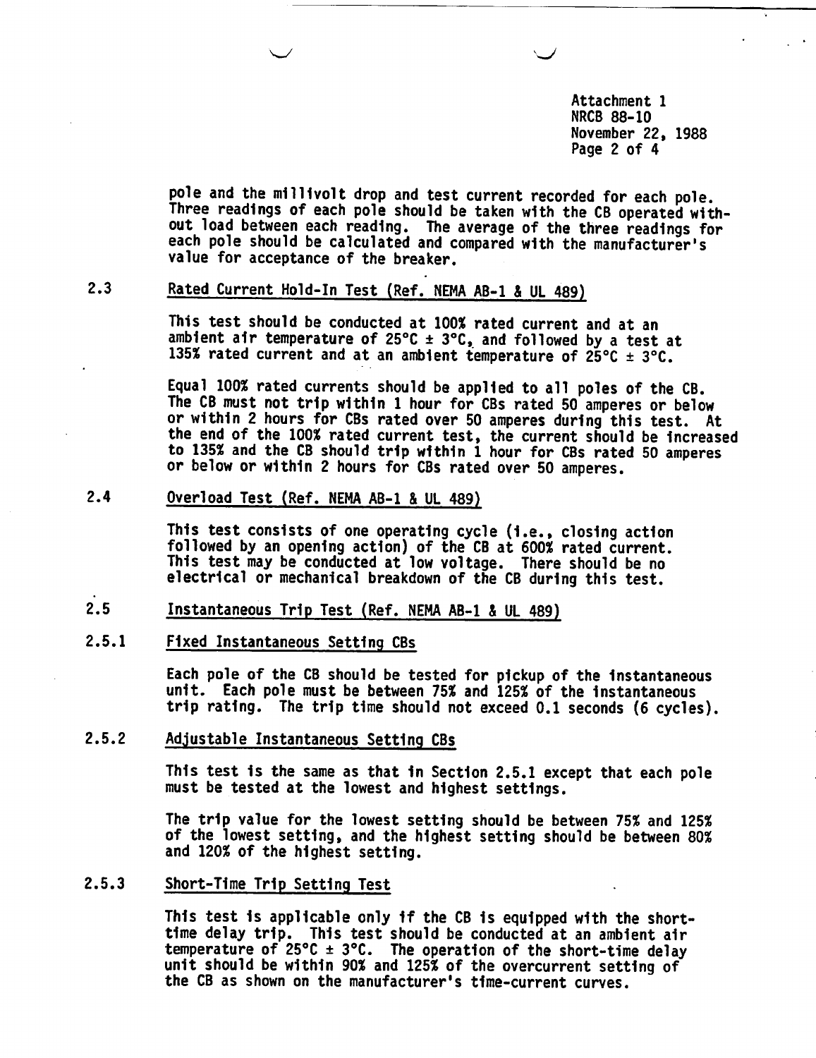pole and the millivolt drop and test current recorded for each pole. Three readings of each pole should be taken with the CB operated without load between each reading. The average of the three readings for each pole should be calculated and compared with the manufacturer's value for acceptance of the breaker.

2.3 Rated Current Hold-In Test (Ref. NEMA AB-1 & UL 489)

This test should be conducted at 100% rated current and at an ambient air temperature of 25°C ± 3°C, and followed by a test at 135% rated current and at an ambient temperature of 25°C ± 3°C.

Equal 100% rated currents should be applied to all poles of the CB. The CB must not trip within 1 hour for CBs rated 50 amperes or below or within 2 hours for CBs rated over 50 amperes during this test. At the end of the 100% rated current test, the current should be increased to 135% and the CB should trip within 1 hour for CBs rated 50 amperes or below or within 2 hours for CBs rated over 50 amperes.

2.4 Overload Test (Ref. NEMA AB-1 & UL 489)

This test consists of one operating cycle (i.e., closing action followed by an opening action) of the CB at 600% rated current. This test may be conducted at low voltage. There should be no electrical or mechanical breakdown of the CB during this test.

2.5 Instantaneous Trip Test (Ref. NEMA AB-1 & UL 489)

2.5.1 Fixed Instantaneous Setting CBs

Each pole of the CB should be tested for pickup of the instantaneous unit. Each pole must be between 75% and 125% of the instantaneous trip rating. The trip time should not exceed 0.1 seconds (6 cycles).

2.5.2 Adjustable Instantaneous Setting CBs

This test is the same as that in Section 2.5.1 except that each pole must be tested at the lowest and highest settings.

The trip value for the lowest setting should be between 75% and 125% of the lowest setting, and the highest setting should be between 80% and 120% of the highest setting.

2.5.3 Short-Time Trip Setting Test

This test is applicable only if the CB is equipped with the short-time delay trip. This test should be conducted at an ambient air temperature of 25°C ± 3°C. The operation of the short-time delay unit should be within 90% and 125% of the overcurrent setting of the CB as shown on the manufacturer's time-current curves.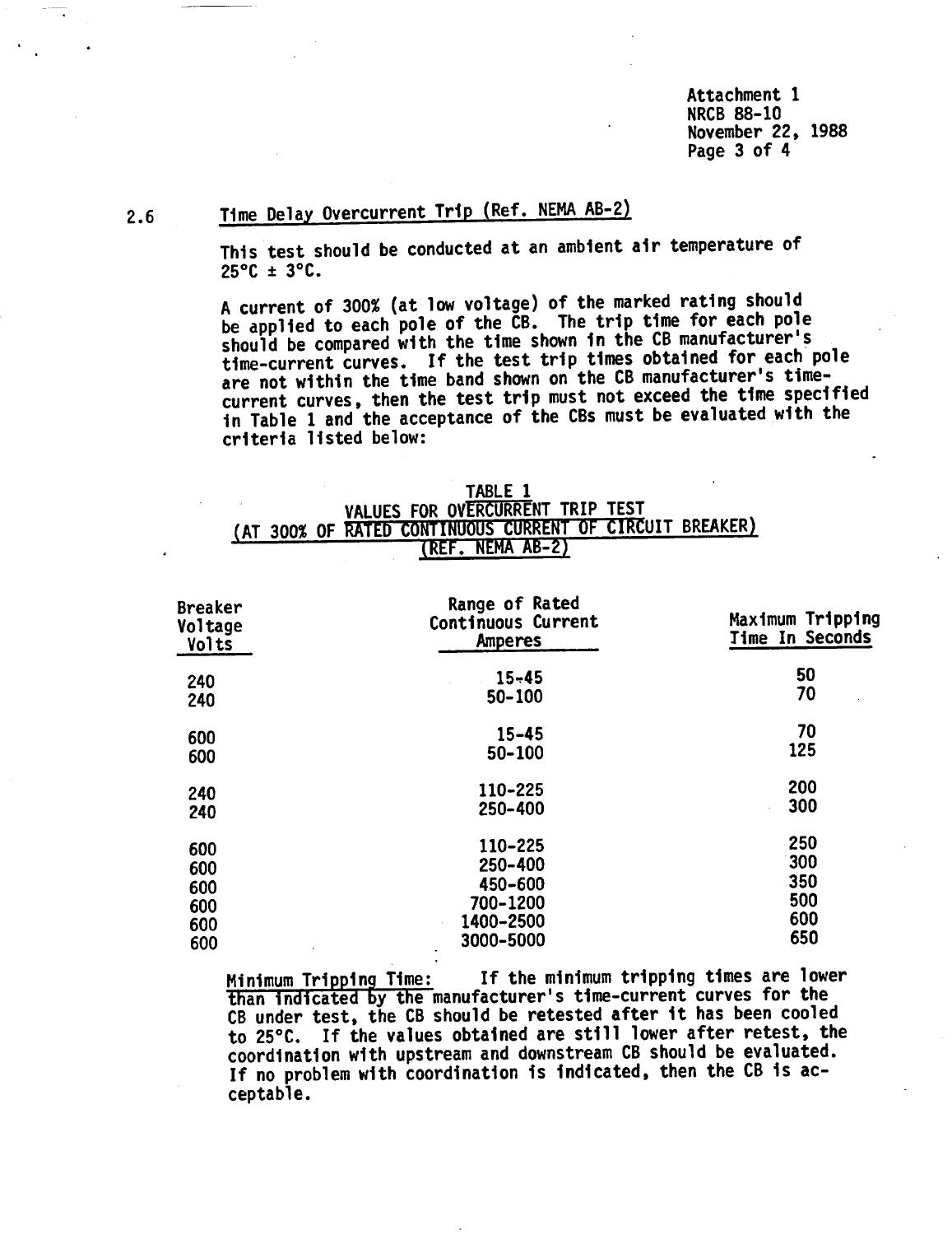Attachment 1
NRCB 88-10
November 22, 1988

## 2.6 Time Delay Overcurrent Trip (Ref. NEMA AB-2)

This test should be conducted at an ambient air temperature of 25°C ± 3°C.

A current of 300% (at low voltage) of the marked rating should be applied to each pole of the CB. The trip time for each pole should be compared with the time shown in the CB manufacturer's time-current curves. If the test trip times obtained for each pole are not within the time band shown on the CB manufacturer's time-current curves, then the test trip must not exceed the time specified in Table 1 and the acceptance of the CBs must be evaluated with the criteria listed below:

TABLE 1
VALUES FOR OVERCURRENT TRIP TEST
(AT 300% OF RATED CONTINUOUS CURRENT OF CIRCUIT BREAKER)
(REF. NEMA AB-2)

| Breaker Voltage Volts | Range of Rated Continuous Current Amperes | Maximum Tripping Time In Seconds |
|---|---|---|
| 240 | 15-45 | 50 |
| 240 | 50-100 | 70 |
| 600 | 15-45 | 70 |
| 600 | 50-100 | 125 |
| 240 | 110-225 | 200 |
| 240 | 250-400 | 300 |
| 600 | 110-225 | 250 |
| 600 | 250-400 | 300 |
| 600 | 450-600 | 350 |
| 600 | 700-1200 | 500 |
| 600 | 1400-2500 | 600 |
| 600 | 3000-5000 | 650 |

Minimum Tripping Time: If the minimum tripping times are lower than indicated by the manufacturer's time-current curves for the CB under test, the CB should be retested after it has been cooled to 25°C. If the values obtained are still lower after retest, the coordination with upstream and downstream CB should be evaluated. If no problem with coordination is indicated, then the CB is acceptable.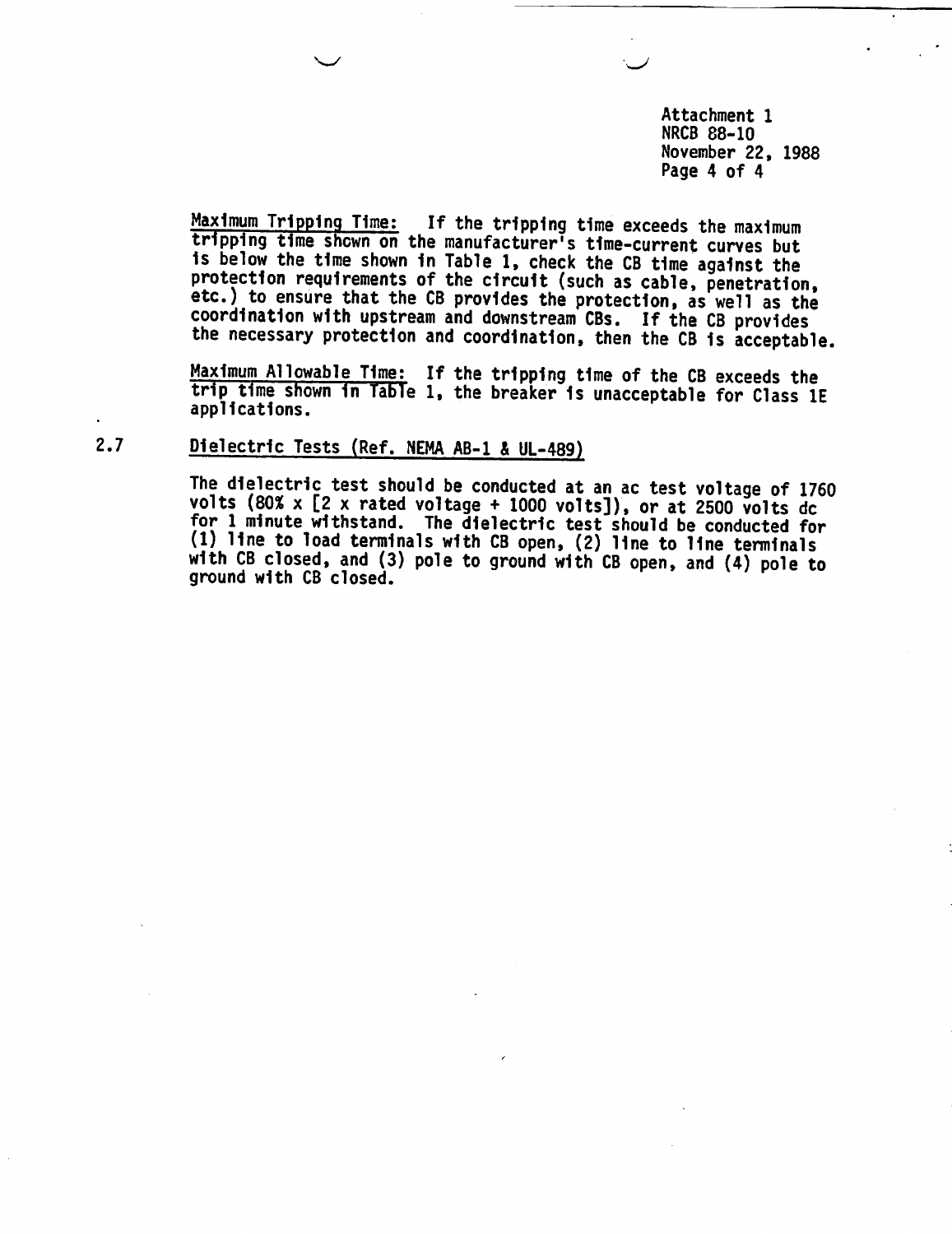Maximum Tripping Time: If the tripping time exceeds the maximum tripping time shown on the manufacturer's time-current curves but is below the time shown in Table 1, check the CB time against the protection requirements of the circuit (such as cable, penetration, etc.) to ensure that the CB provides the protection, as well as the coordination with upstream and downstream CBs. If the CB provides the necessary protection and coordination, then the CB is acceptable.

Maximum Allowable Time: If the tripping time of the CB exceeds the trip time shown in Table 1, the breaker is unacceptable for Class 1E applications.

### 2.7 Dielectric Tests (Ref. NEMA AB-1 & UL-489)

The dielectric test should be conducted at an ac test voltage of 1760 volts (80% x [2 x rated voltage + 1000 volts]), or at 2500 volts dc for 1 minute withstand. The dielectric test should be conducted for (1) line to load terminals with CB open, (2) line to line terminals with CB closed, and (3) pole to ground with CB open, and (4) pole to ground with CB closed.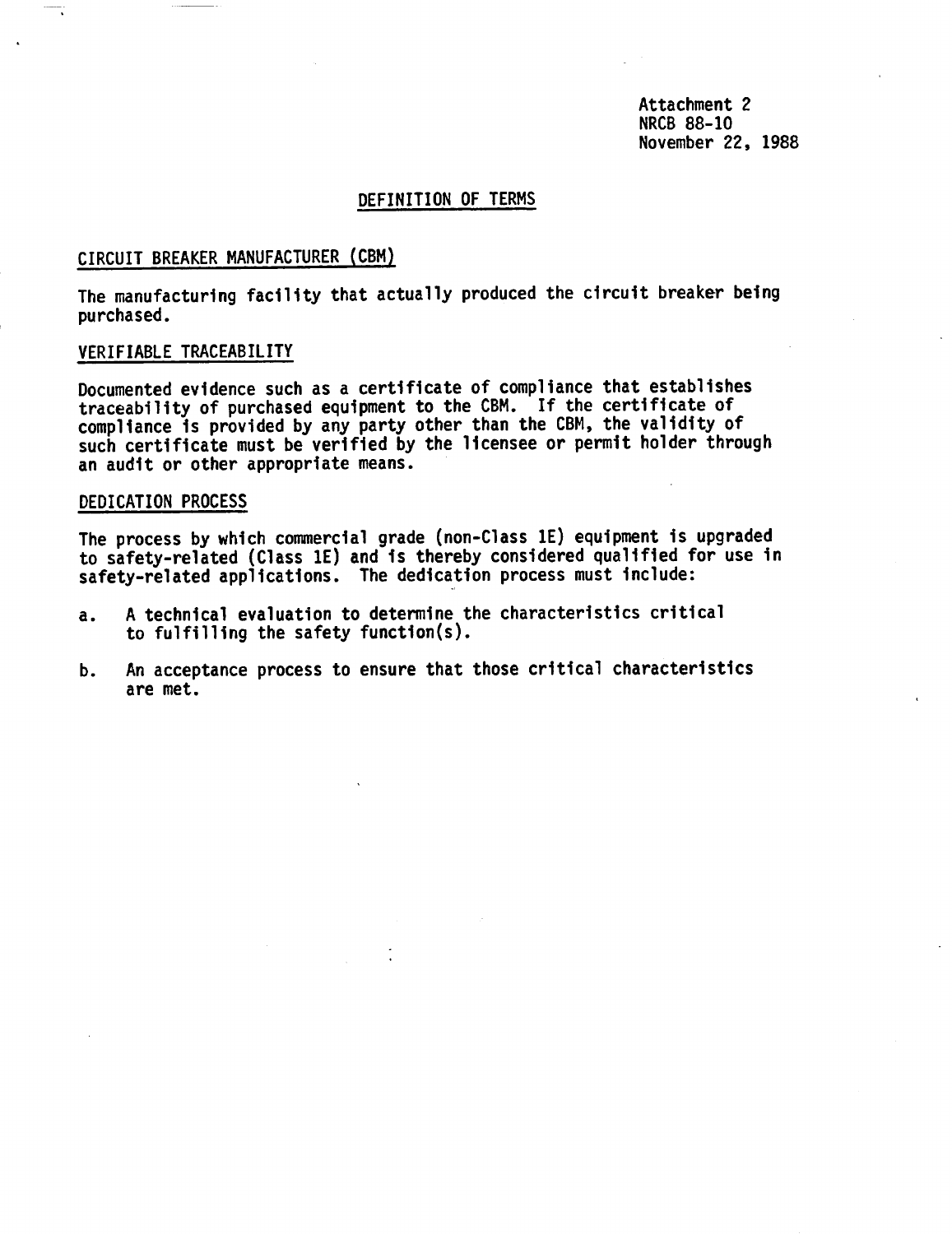Attachment 2
NRCB 88-10
November 22, 1988

## DEFINITION OF TERMS

### CIRCUIT BREAKER MANUFACTURER (CBM)

The manufacturing facility that actually produced the circuit breaker being purchased.

### VERIFIABLE TRACEABILITY

Documented evidence such as a certificate of compliance that establishes traceability of purchased equipment to the CBM. If the certificate of compliance is provided by any party other than the CBM, the validity of such certificate must be verified by the licensee or permit holder through an audit or other appropriate means.

### DEDICATION PROCESS

The process by which commercial grade (non-Class 1E) equipment is upgraded to safety-related (Class 1E) and is thereby considered qualified for use in safety-related applications. The dedication process must include:

a. A technical evaluation to determine the characteristics critical to fulfilling the safety function(s).

b. An acceptance process to ensure that those critical characteristics are met.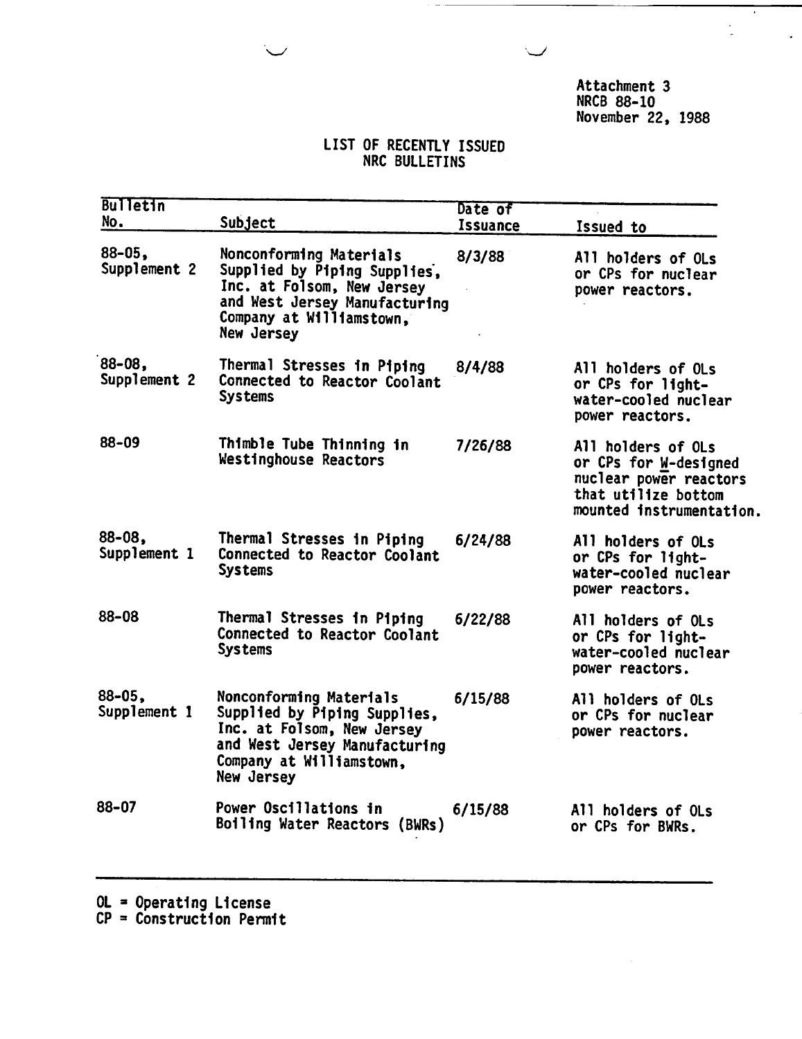Attachment 3
NRCB 88-10
November 22, 1988

## LIST OF RECENTLY ISSUED NRC BULLETINS

| Bulletin No. | Subject | Date of Issuance | Issued to |
|---|---|---|---|
| 88-05, Supplement 2 | Nonconforming Materials Supplied by Piping Supplies, Inc. at Folsom, New Jersey and West Jersey Manufacturing Company at Williamstown, New Jersey | 8/3/88 | All holders of OLs or CPs for nuclear power reactors. |
| 88-08, Supplement 2 | Thermal Stresses in Piping Connected to Reactor Coolant Systems | 8/4/88 | All holders of OLs or CPs for light-water-cooled nuclear power reactors. |
| 88-09 | Thimble Tube Thinning in Westinghouse Reactors | 7/26/88 | All holders of OLs or CPs for W-designed nuclear power reactors that utilize bottom mounted instrumentation. |
| 88-08, Supplement 1 | Thermal Stresses in Piping Connected to Reactor Coolant Systems | 6/24/88 | All holders of OLs or CPs for light-water-cooled nuclear power reactors. |
| 88-08 | Thermal Stresses in Piping Connected to Reactor Coolant Systems | 6/22/88 | All holders of OLs or CPs for light-water-cooled nuclear power reactors. |
| 88-05, Supplement 1 | Nonconforming Materials Supplied by Piping Supplies, Inc. at Folsom, New Jersey and West Jersey Manufacturing Company at Williamstown, New Jersey | 6/15/88 | All holders of OLs or CPs for nuclear power reactors. |
| 88-07 | Power Oscillations in Boiling Water Reactors (BWRs) | 6/15/88 | All holders of OLs or CPs for BWRs. |

OL = Operating License
CP = Construction Permit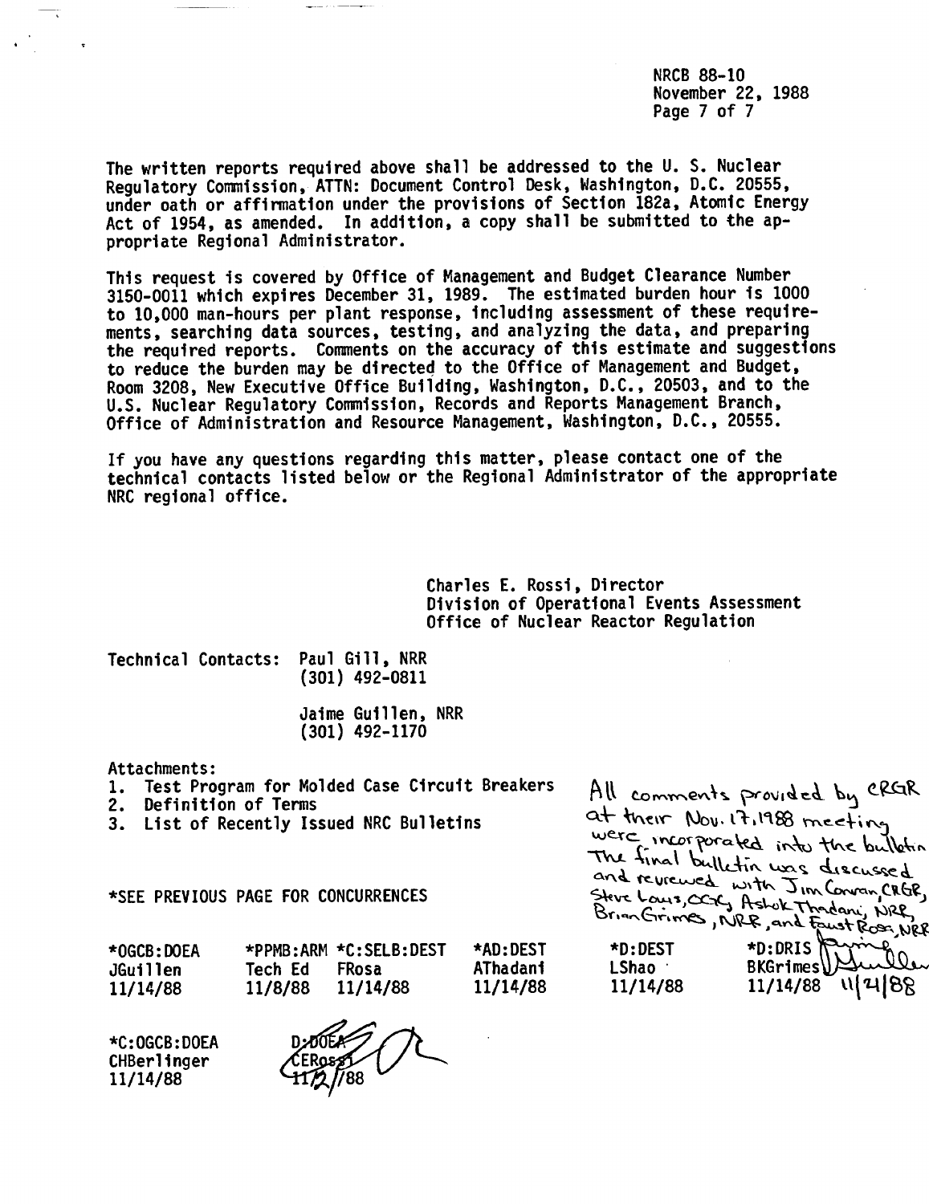The written reports required above shall be addressed to the U. S. Nuclear Regulatory Commission, ATTN: Document Control Desk, Washington, D.C. 20555, under oath or affirmation under the provisions of Section 182a, Atomic Energy Act of 1954, as amended. In addition, a copy shall be submitted to the appropriate Regional Administrator.

This request is covered by Office of Management and Budget Clearance Number 3150-0011 which expires December 31, 1989. The estimated burden hour is 1000 to 10,000 man-hours per plant response, including assessment of these requirements, searching data sources, testing, and analyzing the data, and preparing the required reports. Comments on the accuracy of this estimate and suggestions to reduce the burden may be directed to the Office of Management and Budget, Room 3208, New Executive Office Building, Washington, D.C., 20503, and to the U.S. Nuclear Regulatory Commission, Records and Reports Management Branch, Office of Administration and Resource Management, Washington, D.C., 20555.

If you have any questions regarding this matter, please contact one of the technical contacts listed below or the Regional Administrator of the appropriate NRC regional office.

Charles E. Rossi, Director
Division of Operational Events Assessment
Office of Nuclear Reactor Regulation

Technical Contacts: Paul Gill, NRR
(301) 492-0811

Jaime Guillen, NRR
(301) 492-1170

Attachments:
1. Test Program for Molded Case Circuit Breakers
2. Definition of Terms
3. List of Recently Issued NRC Bulletins

All comments provided by CRGR at their Nov. 17, 1988 meeting were incorporated into the bulletin. The final bulletin was discussed and reviewed with Jim Conran, CRGR, Steve Lewis, OGC, Ashok Thadani, NRR, Brian Grimes, NRR, and Faust Rosa, NRR

*SEE PREVIOUS PAGE FOR CONCURRENCES

| *OGCB:DOEA | *PPMB:ARM | *C:SELB:DEST | *AD:DEST | *D:DEST | *D:DRIS |
|---|---|---|---|---|---|
| JGuillen | Tech Ed | FRosa | AThadani | LShao | BKGrimes |
| 11/14/88 | 11/8/88 | 11/14/88 | 11/14/88 | 11/14/88 | 11/14/88 11/21/88 |

| *C:OGCB:DOEA | D:DOEA |
|---|---|
| CHBerlinger | CERossi |
| 11/14/88 | 11/2/88 |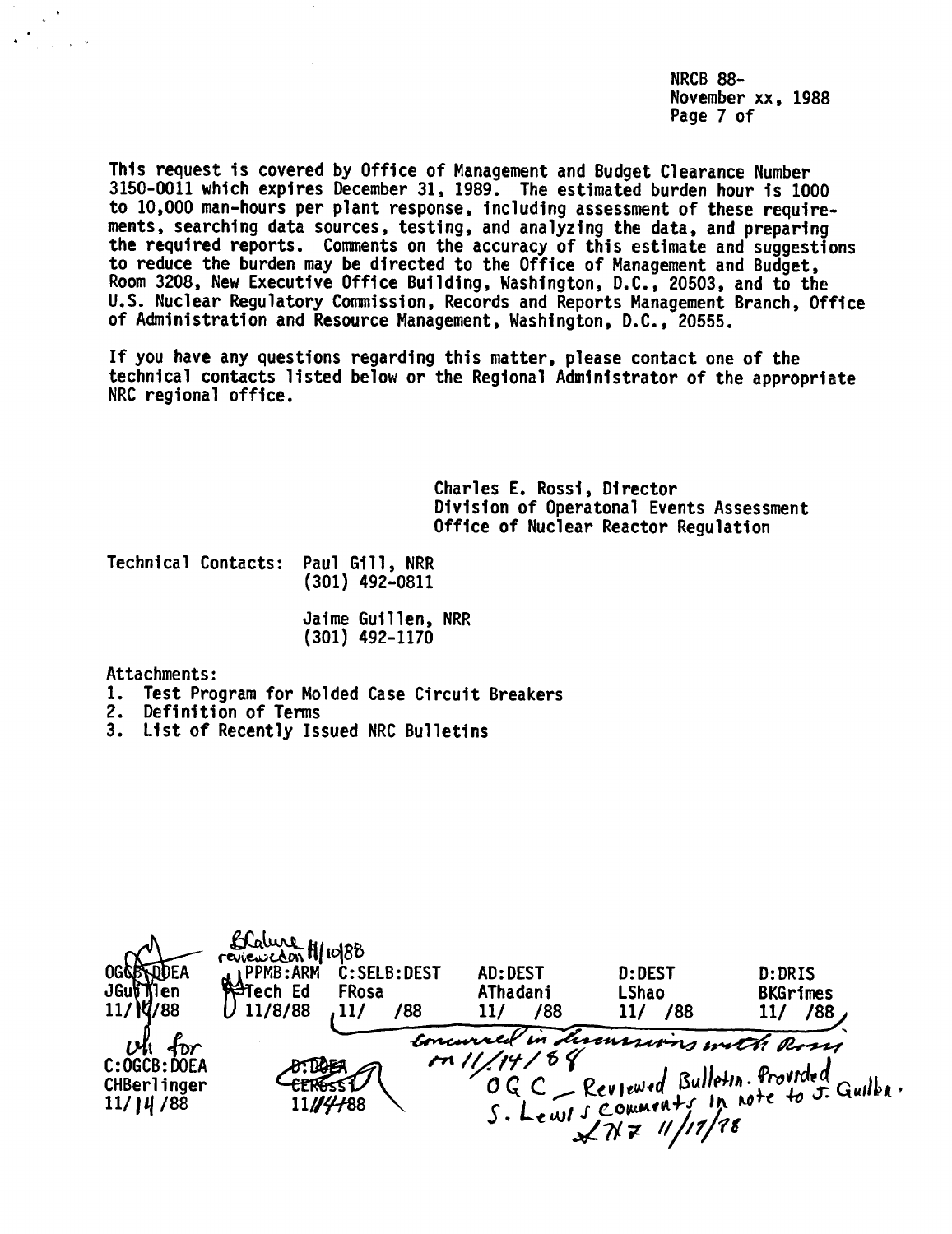This request is covered by Office of Management and Budget Clearance Number 3150-0011 which expires December 31, 1989. The estimated burden hour is 1000 to 10,000 man-hours per plant response, including assessment of these requirements, searching data sources, testing, and analyzing the data, and preparing the required reports. Comments on the accuracy of this estimate and suggestions to reduce the burden may be directed to the Office of Management and Budget, Room 3208, New Executive Office Building, Washington, D.C., 20503, and to the U.S. Nuclear Regulatory Commission, Records and Reports Management Branch, Office of Administration and Resource Management, Washington, D.C., 20555.

If you have any questions regarding this matter, please contact one of the technical contacts listed below or the Regional Administrator of the appropriate NRC regional office.

Charles E. Rossi, Director
Division of Operatonal Events Assessment
Office of Nuclear Reactor Regulation

Technical Contacts: Paul Gill, NRR
(301) 492-0811

Jaime Guillen, NRR
(301) 492-1170

Attachments:
1. Test Program for Molded Case Circuit Breakers
2. Definition of Terms
3. List of Recently Issued NRC Bulletins

| OGCB:DOEA | PPMB:ARM | C:SELB:DEST | AD:DEST | D:DEST | D:DRIS |
|---|---|---|---|---|---|
| JGuillen | Tech Ed | FRosa | AThadani | LShao | BKGrimes |
| 11/14/88 | 11/8/88 | 11/ /88 | 11/ /88 | 11/ /88 | 11/ /88 |

BCalure reviewed on 11/10/88

Concurred in discussions with Rossi on 11/14/88

C:OGCB:DOEA
CHBerlinger
11/14/88

D:DOEA
CERossi
11/14/88

OGC – Reviewed Bulletin. Provided S. Lewis comments in note to J. Guillen. 11/17/88